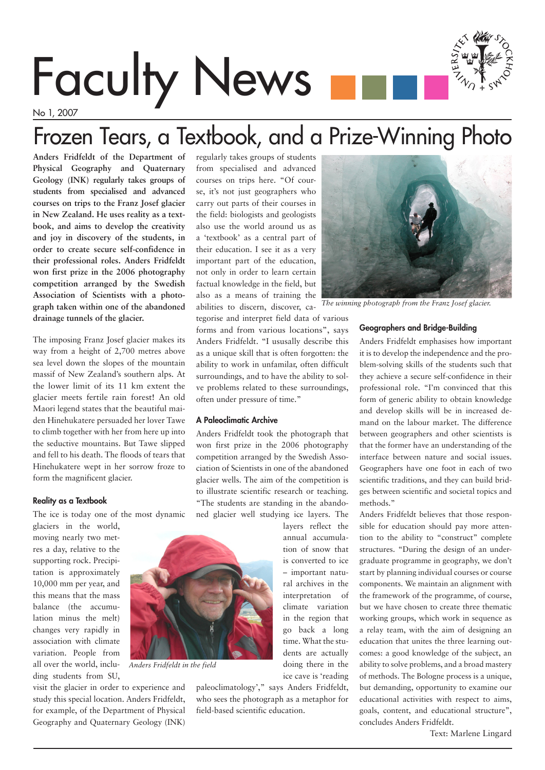# Faculty News

No 1, 2007

# Frozen Tears, a Textbook, and a Prize-Winning Photo

**Anders Fridfeldt of the Department of Physical Geography and Quaternary Geology (INK) regularly takes groups of students from specialised and advanced courses on trips to the Franz Josef glacier in New Zealand. He uses reality as a textbook, and aims to develop the creativity and joy in discovery of the students, in order to create secure self-confidence in their professional roles. Anders Fridfeldt won first prize in the 2006 photography competition arranged by the Swedish Association of Scientists with a photograph taken within one of the abandoned drainage tunnels of the glacier.**

The imposing Franz Josef glacier makes its way from a height of 2,700 metres above sea level down the slopes of the mountain massif of New Zealand's southern alps. At the lower limit of its 11 km extent the glacier meets fertile rain forest! An old Maori legend states that the beautiful maiden Hinehukatere persuaded her lover Tawe to climb together with her from here up into the seductive mountains. But Tawe slipped and fell to his death. The floods of tears that Hinehukatere wept in her sorrow froze to form the magnificent glacier.

### Reality as a Textbook

The ice is today one of the most dynamic glaciers in the world, moving nearly two metres a day, relative to the supporting rock. Precipitation is approximately 10,000 mm per year, and this means that the mass balance (the accumulation minus the melt) changes very rapidly in association with climate variation. People from all over the world, including students from SU, visit the glacier in order to experience and study this special location. Anders Fridfeldt, for example, of the Department of Physical Geography and Quaternary Geology (INK) regularly takes groups of students from specialised and advanced courses on trips here. "Of course, it's not just geographers who carry out parts of their courses in the field: biologists and geologists also use the world around us as a 'textbook' as a central part of their education. I see it as a very important part of the education, not only in order to learn certain factual knowledge in the field, but also as a means of training the abilities to discern, discover, categorise and interpret field data of various forms and from various locations", says Anders Fridfeldt. "I ususally describe this as a unique skill that is often forgotten: the ability to work in unfamilar, often difficult surroundings, and to have the ability to solve problems related to these surroundings, often under pressure of time."

*Anders Fridfeldt in the field*

### A Paleoclimatic Archive

Anders Fridfeldt took the photograph that won first prize in the 2006 photography competition arranged by the Swedish Association of Scientists in one of the abandoned glacier wells. The aim of the competition is to illustrate scientific research or teaching. "The students are standing in the abandoned glacier well studying ice layers. The layers reflect the annual accumulation of snow that is converted to ice – important natural archives in the interpretation of climate variation in the region that go back a long time. What the students are actually doing there in the ice cave is 'reading paleoclimatology'," says Anders Fridfeldt, who sees the photograph as a metaphor for field-based scientific education.

*The winning photograph from the Franz Josef glacier.*

### Geographers and Bridge-Building

Anders Fridfeldt emphasises how important it is to develop the independence and the problem-solving skills of the students such that they achieve a secure self-confidence in their professional role. "I'm convinced that this form of generic ability to obtain knowledge and develop skills will be in increased demand on the labour market. The difference between geographers and other scientists is that the former have an understanding of the interface between nature and social issues. Geographers have one foot in each of two scientific traditions, and they can build bridges between scientific and societal topics and methods."

Anders Fridfeldt believes that those responsible for education should pay more attention to the ability to "construct" complete structures. "During the design of an undergraduate programme in geography, we don't start by planning individual courses or course components. We maintain an alignment with the framework of the programme, of course, but we have chosen to create three thematic working groups, which work in sequence as a relay team, with the aim of designing an education that unites the three learning outcomes: a good knowledge of the subject, an ability to solve problems, and a broad mastery of methods. The Bologne process is a unique, but demanding, opportunity to examine our educational activities with respect to aims, goals, content, and educational structure", concludes Anders Fridfeldt.

Text: Marlene Lingard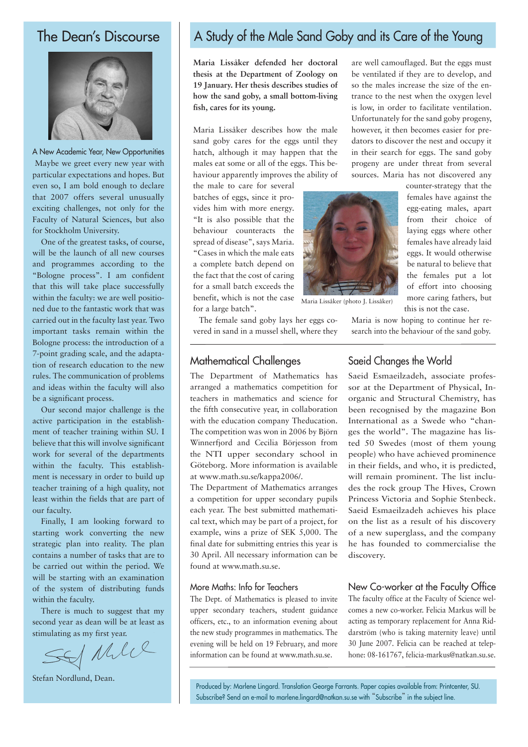# The Dean's Discourse

## A New Academic Year, New Opportunities

Maybe we greet every new year with particular expectations and hopes. But even so, I am bold enough to declare that 2007 offers several unusually exciting challenges, not only for the Faculty of Natural Sciences, but also for Stockholm University.

One of the greatest tasks, of course, will be the launch of all new courses and programmes according to the "Bologne process". I am confident that this will take place successfully within the faculty: we are well positioned due to the fantastic work that was carried out in the faculty last year. Two important tasks remain within the Bologne process: the introduction of a 7-point grading scale, and the adaptation of research education to the new rules. The communication of problems and ideas within the faculty will also be a significant process.

Our second major challenge is the active participation in the establishment of teacher training within SU. I believe that this will involve significant work for several of the departments within the faculty. This establishment is necessary in order to build up teacher training of a high quality, not least within the fields that are part of our faculty.

Finally, I am looking forward to starting work converting the new strategic plan into reality. The plan contains a number of tasks that are to be carried out within the period. We will be starting with an examination of the system of distributing funds within the faculty.

There is much to suggest that my second year as dean will be at least as stimulating as my first year.

Stefan Nordlund, Dean.

# A Study of the Male Sand Goby and its Care of the Young

**Maria Lissåker defended her doctoral thesis at the Department of Zoology on 19 January. Her thesis describes studies of how the sand goby, a small bottom-living fish, cares for its young.**

Maria Lissåker describes how the male sand goby cares for the eggs until they hatch, although it may happen that the males eat some or all of the eggs. This behaviour apparently improves the ability of the male to care for several batches of eggs, since it provides him with more energy. "It is also possible that the behaviour counteracts the spread of disease", says Maria. "Cases in which the male eats a complete batch depend on the fact that the cost of caring for a small batch exceeds the benefit, which is not the case for a large batch".

The female sand goby lays her eggs covered in sand in a mussel shell, where they are well camouflaged. But the eggs must be ventilated if they are to develop, and so the males increase the size of the entrance to the nest when the oxygen level is low, in order to facilitate ventilation. Unfortunately for the sand goby progeny, however, it then becomes easier for predators to discover the nest and occupy it in their search for eggs. The sand goby progeny are under threat from several sources. Maria has not discovered any counter-strategy that the females have against the egg-eating males, apart from their choice of laying eggs where other females have already laid eggs. It would otherwise be natural to believe that the females put a lot of effort into choosing more caring fathers, but this is not the case.

Maria Lissåker (photo J. Lissåker)

Maria is now hoping to continue her research into the behaviour of the sand goby.

## Mathematical Challenges

The Department of Mathematics has arranged a mathematics competition for teachers in mathematics and science for the fifth consecutive year, in collaboration with the education company Theducation. The competition was won in 2006 by Björn Winnerfjord and Cecilia Börjesson from the NTI upper secondary school in Göteborg. More information is available at www.math.su.se/kappa2006/.

The Department of Mathematics arranges a competition for upper secondary pupils each year. The best submitted mathematical text, which may be part of a project, for example, wins a prize of SEK 5,000. The final date for submitting entries this year is 30 April. All necessary information can be found at www.math.su.se.

### More Maths: Info for Teachers

The Dept. of Mathematics is pleased to invite upper secondary teachers, student guidance officers, etc., to an information evening about the new study programmes in mathematics. The evening will be held on 19 February, and more information can be found at www.math.su.se.

## Saeid Changes the World

Saeid Esmaeilzadeh, associate professor at the Department of Physical, Inorganic and Structural Chemistry, has been recognised by the magazine Bon International as a Swede who "changes the world". The magazine has listed 50 Swedes (most of them young people) who have achieved prominence in their fields, and who, it is predicted, will remain prominent. The list includes the rock group The Hives, Crown Princess Victoria and Sophie Stenbeck. Saeid Esmaeilzadeh achieves his place on the list as a result of his discovery of a new superglass, and the company he has founded to commercialise the discovery.

### New Co-worker at the Faculty Office

The faculty office at the Faculty of Science welcomes a new co-worker. Felicia Markus will be acting as temporary replacement for Anna Riddarström (who is taking maternity leave) until 30 June 2007. Felicia can be reached at telephone: 08-161767, felicia-markus@natkan.su.se.

Produced by: Marlene Lingard. Translation George Farrants. Paper copies available from: Printcenter, SU. Subscribe? Send an e-mail to marlene.lingard@natkan.su.se with "Subscribe" in the subject line.